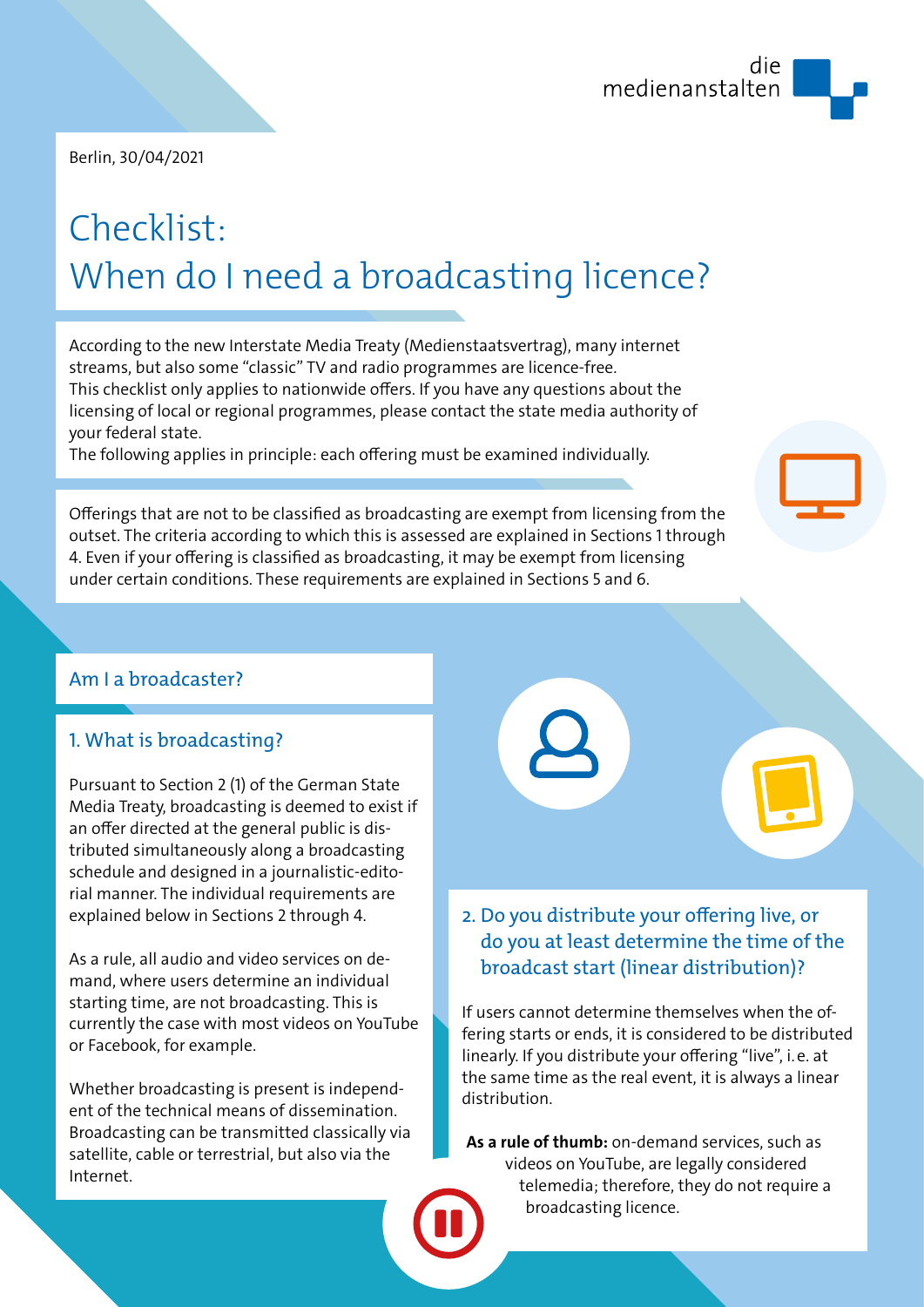Berlin, 30/04/2021

# Checklist: When do I need a broadcasting licence?

According to the new Interstate Media Treaty (Medienstaatsvertrag), many internet streams, but also some "classic" TV and radio programmes are licence-free.
This checklist only applies to nationwide offers. If you have any questions about the licensing of local or regional programmes, please contact the state media authority of your federal state.
The following applies in principle: each offering must be examined individually.

Offerings that are not to be classified as broadcasting are exempt from licensing from the outset. The criteria according to which this is assessed are explained in Sections 1 through 4. Even if your offering is classified as broadcasting, it may be exempt from licensing under certain conditions. These requirements are explained in Sections 5 and 6.

## Am I a broadcaster?

### 1. What is broadcasting?

Pursuant to Section 2 (1) of the German State Media Treaty, broadcasting is deemed to exist if an offer directed at the general public is distributed simultaneously along a broadcasting schedule and designed in a journalistic-editorial manner. The individual requirements are explained below in Sections 2 through 4.

As a rule, all audio and video services on demand, where users determine an individual starting time, are not broadcasting. This is currently the case with most videos on YouTube or Facebook, for example.

Whether broadcasting is present is independent of the technical means of dissemination. Broadcasting can be transmitted classically via satellite, cable or terrestrial, but also via the Internet.

### 2. Do you distribute your offering live, or do you at least determine the time of the broadcast start (linear distribution)?

If users cannot determine themselves when the offering starts or ends, it is considered to be distributed linearly. If you distribute your offering "live", i.e. at the same time as the real event, it is always a linear distribution.

**As a rule of thumb:** on-demand services, such as videos on YouTube, are legally considered telemedia; therefore, they do not require a broadcasting licence.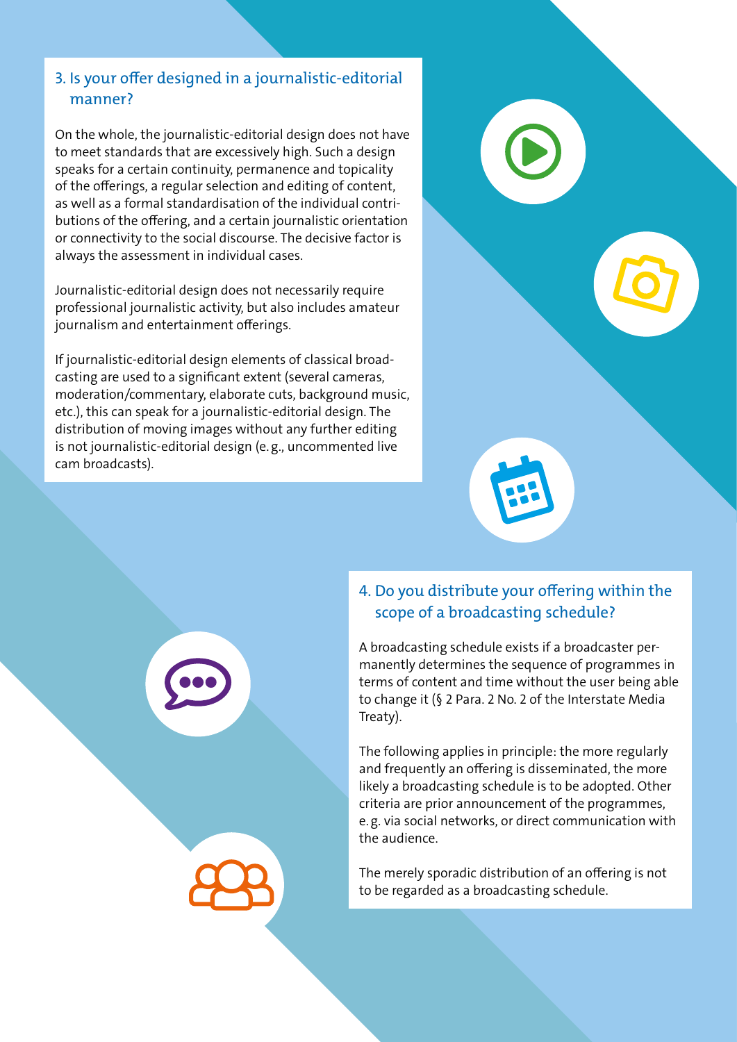## 3. Is your offer designed in a journalistic-editorial manner?

On the whole, the journalistic-editorial design does not have to meet standards that are excessively high. Such a design speaks for a certain continuity, permanence and topicality of the offerings, a regular selection and editing of content, as well as a formal standardisation of the individual contributions of the offering, and a certain journalistic orientation or connectivity to the social discourse. The decisive factor is always the assessment in individual cases.

Journalistic-editorial design does not necessarily require professional journalistic activity, but also includes amateur journalism and entertainment offerings.

If journalistic-editorial design elements of classical broadcasting are used to a significant extent (several cameras, moderation/commentary, elaborate cuts, background music, etc.), this can speak for a journalistic-editorial design. The distribution of moving images without any further editing is not journalistic-editorial design (e. g., uncommented live cam broadcasts).

## 4. Do you distribute your offering within the scope of a broadcasting schedule?

A broadcasting schedule exists if a broadcaster permanently determines the sequence of programmes in terms of content and time without the user being able to change it (§ 2 Para. 2 No. 2 of the Interstate Media Treaty).

The following applies in principle: the more regularly and frequently an offering is disseminated, the more likely a broadcasting schedule is to be adopted. Other criteria are prior announcement of the programmes, e. g. via social networks, or direct communication with the audience.

The merely sporadic distribution of an offering is not to be regarded as a broadcasting schedule.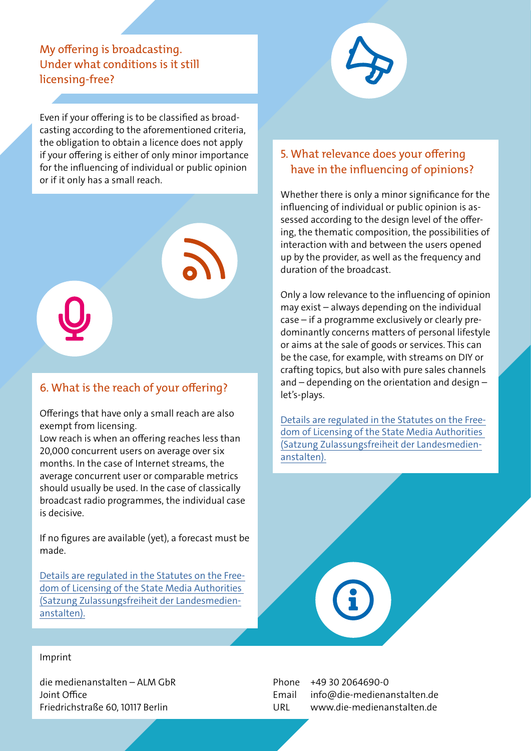## My offering is broadcasting. Under what conditions is it still licensing-free?

Even if your offering is to be classified as broadcasting according to the aforementioned criteria, the obligation to obtain a licence does not apply if your offering is either of only minor importance for the influencing of individual or public opinion or if it only has a small reach.

### 5. What relevance does your offering have in the influencing of opinions?

Whether there is only a minor significance for the influencing of individual or public opinion is assessed according to the design level of the offering, the thematic composition, the possibilities of interaction with and between the users opened up by the provider, as well as the frequency and duration of the broadcast.

Only a low relevance to the influencing of opinion may exist – always depending on the individual case – if a programme exclusively or clearly predominantly concerns matters of personal lifestyle or aims at the sale of goods or services. This can be the case, for example, with streams on DIY or crafting topics, but also with pure sales channels and – depending on the orientation and design – let's-plays.

Details are regulated in the Statutes on the Freedom of Licensing of the State Media Authorities (Satzung Zulassungsfreiheit der Landesmedienanstalten).

### 6. What is the reach of your offering?

Offerings that have only a small reach are also exempt from licensing.
Low reach is when an offering reaches less than 20,000 concurrent users on average over six months. In the case of Internet streams, the average concurrent user or comparable metrics should usually be used. In the case of classically broadcast radio programmes, the individual case is decisive.

If no figures are available (yet), a forecast must be made.

Details are regulated in the Statutes on the Freedom of Licensing of the State Media Authorities (Satzung Zulassungsfreiheit der Landesmedienanstalten).

Imprint

die medienanstalten – ALM GbR
Joint Office
Friedrichstraße 60, 10117 Berlin

Phone +49 30 2064690-0
Email info@die-medienanstalten.de
URL www.die-medienanstalten.de